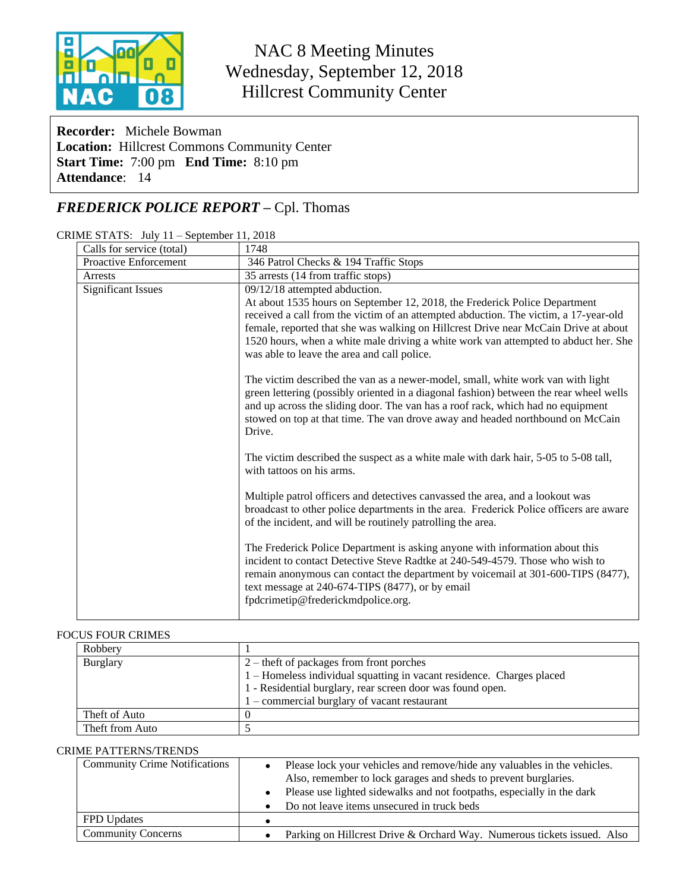# NAC 8 Meeting Minutes
## Wednesday, September 12, 2018
## Hillcrest Community Center

**Recorder:** Michele Bowman
**Location:** Hillcrest Commons Community Center
**Start Time:** 7:00 pm **End Time:** 8:10 pm
**Attendance**: 14

## *FREDERICK POLICE REPORT* – Cpl. Thomas

CRIME STATS: July 11 – September 11, 2018

| Calls for service (total) | 1748 |
|---|---|
| Proactive Enforcement | 346 Patrol Checks & 194 Traffic Stops |
| Arrests | 35 arrests (14 from traffic stops) |
| Significant Issues | 09/12/18 attempted abduction.<br>At about 1535 hours on September 12, 2018, the Frederick Police Department received a call from the victim of an attempted abduction. The victim, a 17-year-old female, reported that she was walking on Hillcrest Drive near McCain Drive at about 1520 hours, when a white male driving a white work van attempted to abduct her. She was able to leave the area and call police.<br><br>The victim described the van as a newer-model, small, white work van with light green lettering (possibly oriented in a diagonal fashion) between the rear wheel wells and up across the sliding door. The van has a roof rack, which had no equipment stowed on top at that time. The van drove away and headed northbound on McCain Drive.<br><br>The victim described the suspect as a white male with dark hair, 5-05 to 5-08 tall, with tattoos on his arms.<br><br>Multiple patrol officers and detectives canvassed the area, and a lookout was broadcast to other police departments in the area. Frederick Police officers are aware of the incident, and will be routinely patrolling the area.<br><br>The Frederick Police Department is asking anyone with information about this incident to contact Detective Steve Radtke at 240-549-4579. Those who wish to remain anonymous can contact the department by voicemail at 301-600-TIPS (8477), text message at 240-674-TIPS (8477), or by email fpdcrimetip@frederickmdpolice.org. |

FOCUS FOUR CRIMES

| Robbery | 1 |
|---|---|
| Burglary | 2 – theft of packages from front porches<br>1 – Homeless individual squatting in vacant residence. Charges placed<br>1 - Residential burglary, rear screen door was found open.<br>1 – commercial burglary of vacant restaurant |
| Theft of Auto | 0 |
| Theft from Auto | 5 |

CRIME PATTERNS/TRENDS

| Community Crime Notifications | • Please lock your vehicles and remove/hide any valuables in the vehicles. Also, remember to lock garages and sheds to prevent burglaries.<br>• Please use lighted sidewalks and not footpaths, especially in the dark<br>• Do not leave items unsecured in truck beds |
|---|---|
| FPD Updates | • |
| Community Concerns | • Parking on Hillcrest Drive & Orchard Way. Numerous tickets issued. Also |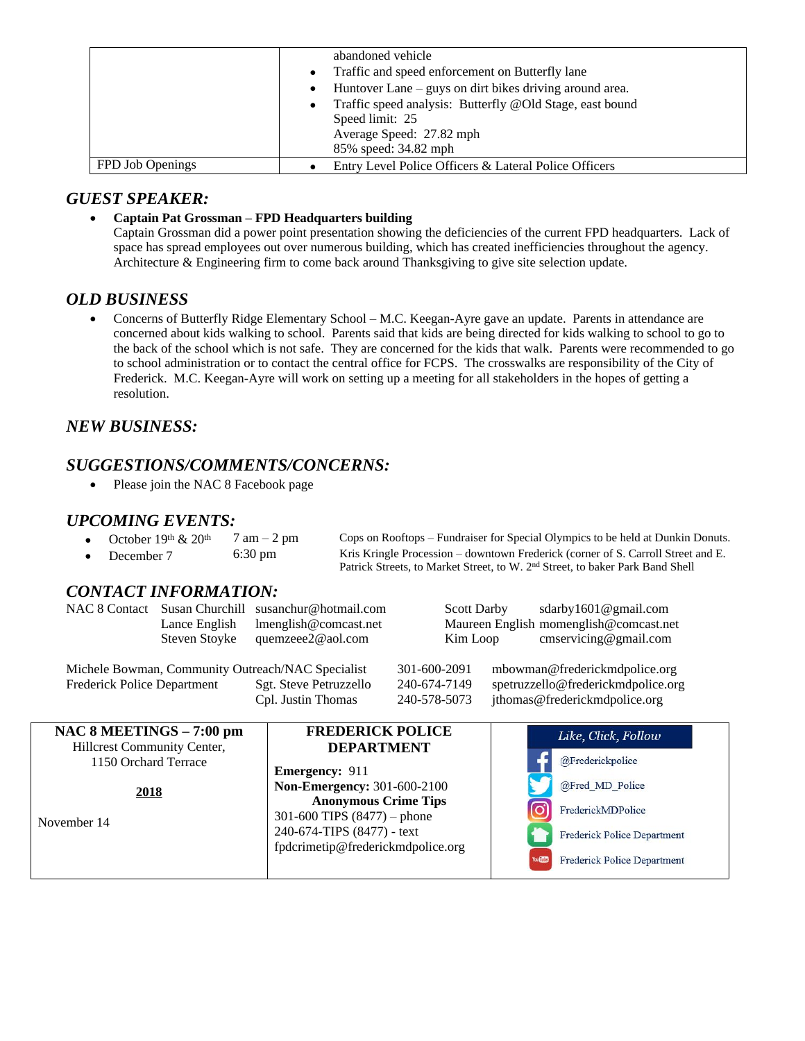| | |
|---|---|
| | abandoned vehicle<br>• Traffic and speed enforcement on Butterfly lane<br>• Huntover Lane – guys on dirt bikes driving around area.<br>• Traffic speed analysis: Butterfly @Old Stage, east bound<br>Speed limit: 25<br>Average Speed: 27.82 mph<br>85% speed: 34.82 mph |
| FPD Job Openings | • Entry Level Police Officers & Lateral Police Officers |

## *GUEST SPEAKER:*

- **Captain Pat Grossman – FPD Headquarters building**
  Captain Grossman did a power point presentation showing the deficiencies of the current FPD headquarters. Lack of space has spread employees out over numerous building, which has created inefficiencies throughout the agency. Architecture & Engineering firm to come back around Thanksgiving to give site selection update.

## *OLD BUSINESS*

- Concerns of Butterfly Ridge Elementary School – M.C. Keegan-Ayre gave an update. Parents in attendance are concerned about kids walking to school. Parents said that kids are being directed for kids walking to school to go to the back of the school which is not safe. They are concerned for the kids that walk. Parents were recommended to go to school administration or to contact the central office for FCPS. The crosswalks are responsibility of the City of Frederick. M.C. Keegan-Ayre will work on setting up a meeting for all stakeholders in the hopes of getting a resolution.

## *NEW BUSINESS:*

## *SUGGESTIONS/COMMENTS/CONCERNS:*

- Please join the NAC 8 Facebook page

## *UPCOMING EVENTS:*

- October 19th & 20th — 7 am – 2 pm — Cops on Rooftops – Fundraiser for Special Olympics to be held at Dunkin Donuts.
- December 7 — 6:30 pm — Kris Kringle Procession – downtown Frederick (corner of S. Carroll Street and E. Patrick Streets, to Market Street, to W. 2nd Street, to baker Park Band Shell

## *CONTACT INFORMATION:*

| | | | | |
|---|---|---|---|---|
| NAC 8 Contact | Susan Churchill | susanchur@hotmail.com | Scott Darby | sdarby1601@gmail.com |
| | Lance English | lmenglish@comcast.net | Maureen English | momenglish@comcast.net |
| | Steven Stoyke | quemzeee2@aol.com | Kim Loop | cmservicing@gmail.com |

| | | | |
|---|---|---|---|
| Michele Bowman, Community Outreach/NAC Specialist | | 301-600-2091 | mbowman@frederickmdpolice.org |
| Frederick Police Department | Sgt. Steve Petruzzello | 240-674-7149 | spetruzzello@frederickmdpolice.org |
| | Cpl. Justin Thomas | 240-578-5073 | jthomas@frederickmdpolice.org |

| **NAC 8 MEETINGS – 7:00 pm** | **FREDERICK POLICE DEPARTMENT** | *Like, Click, Follow* |
|---|---|---|
| Hillcrest Community Center,<br>1150 Orchard Terrace<br><br>**2018**<br><br>November 14 | **Emergency:** 911<br>**Non-Emergency:** 301-600-2100<br>**Anonymous Crime Tips**<br>301-600 TIPS (8477) – phone<br>240-674-TIPS (8477) - text<br>fpdcrimetip@frederickmdpolice.org | @Frederickpolice<br>@Fred_MD_Police<br>FrederickMDPolice<br>Frederick Police Department<br>Frederick Police Department |